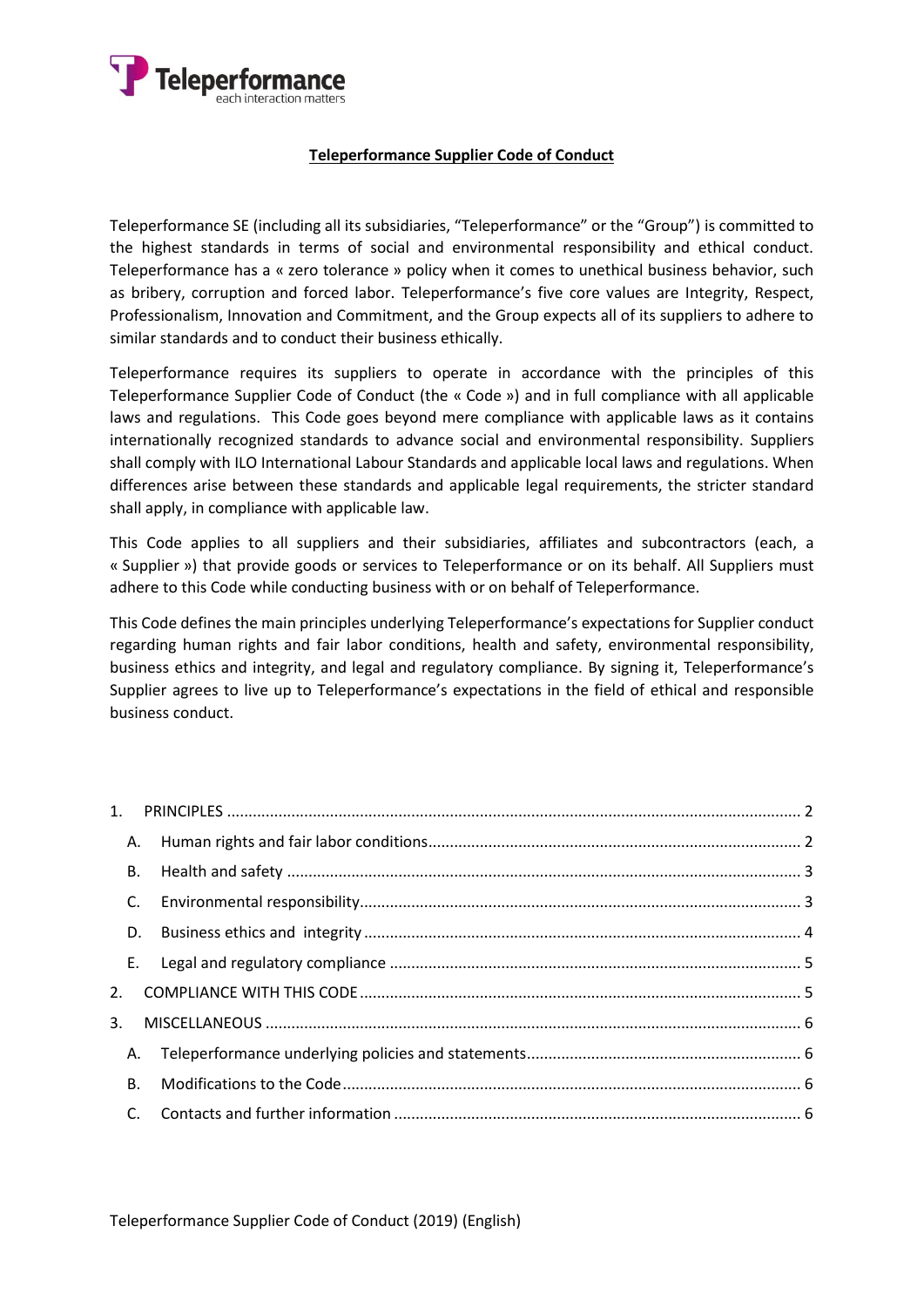# Teleperformance Supplier Code of Conduct

Teleperformance SE (including all its subsidiaries, "Teleperformance" or the "Group") is committed to the highest standards in terms of social and environmental responsibility and ethical conduct. Teleperformance has a « zero tolerance » policy when it comes to unethical business behavior, such as bribery, corruption and forced labor. Teleperformance's five core values are Integrity, Respect, Professionalism, Innovation and Commitment, and the Group expects all of its suppliers to adhere to similar standards and to conduct their business ethically.

Teleperformance requires its suppliers to operate in accordance with the principles of this Teleperformance Supplier Code of Conduct (the « Code ») and in full compliance with all applicable laws and regulations. This Code goes beyond mere compliance with applicable laws as it contains internationally recognized standards to advance social and environmental responsibility. Suppliers shall comply with ILO International Labour Standards and applicable local laws and regulations. When differences arise between these standards and applicable legal requirements, the stricter standard shall apply, in compliance with applicable law.

This Code applies to all suppliers and their subsidiaries, affiliates and subcontractors (each, a « Supplier ») that provide goods or services to Teleperformance or on its behalf. All Suppliers must adhere to this Code while conducting business with or on behalf of Teleperformance.

This Code defines the main principles underlying Teleperformance's expectations for Supplier conduct regarding human rights and fair labor conditions, health and safety, environmental responsibility, business ethics and integrity, and legal and regulatory compliance. By signing it, Teleperformance's Supplier agrees to live up to Teleperformance's expectations in the field of ethical and responsible business conduct.

1. PRINCIPLES ..... 2
   - A. Human rights and fair labor conditions ..... 2
   - B. Health and safety ..... 3
   - C. Environmental responsibility ..... 3
   - D. Business ethics and integrity ..... 4
   - E. Legal and regulatory compliance ..... 5
2. COMPLIANCE WITH THIS CODE ..... 5
3. MISCELLANEOUS ..... 6
   - A. Teleperformance underlying policies and statements ..... 6
   - B. Modifications to the Code ..... 6
   - C. Contacts and further information ..... 6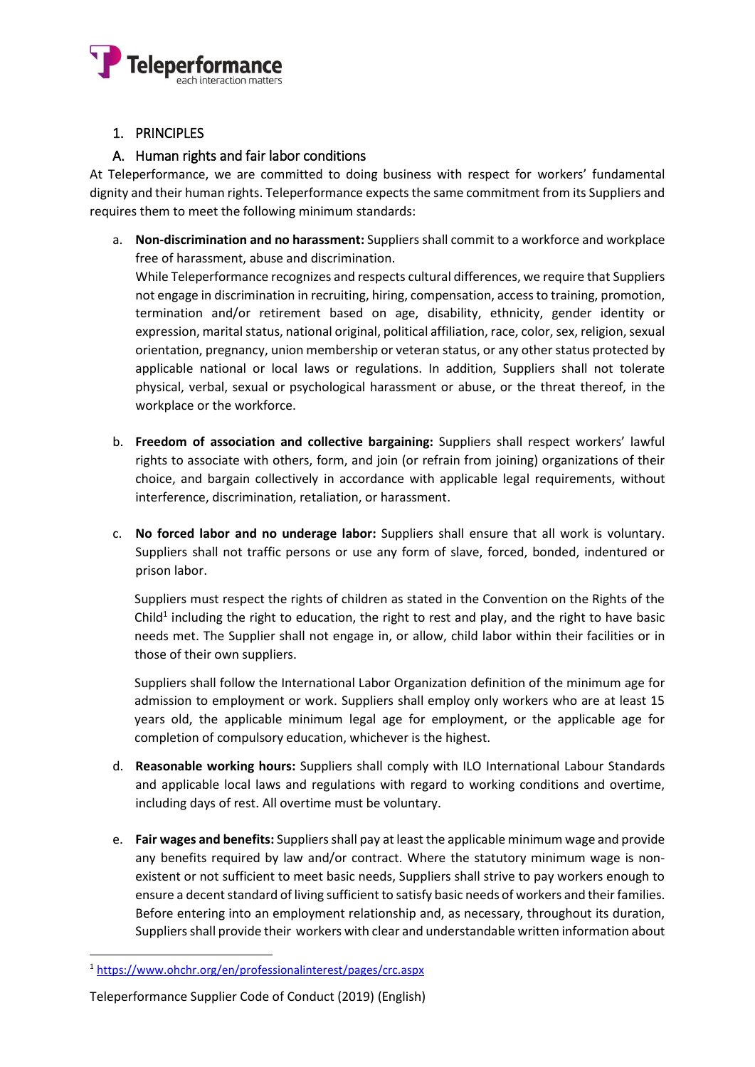## 1. PRINCIPLES

### A. Human rights and fair labor conditions

At Teleperformance, we are committed to doing business with respect for workers' fundamental dignity and their human rights. Teleperformance expects the same commitment from its Suppliers and requires them to meet the following minimum standards:

a. **Non-discrimination and no harassment:** Suppliers shall commit to a workforce and workplace free of harassment, abuse and discrimination.
While Teleperformance recognizes and respects cultural differences, we require that Suppliers not engage in discrimination in recruiting, hiring, compensation, access to training, promotion, termination and/or retirement based on age, disability, ethnicity, gender identity or expression, marital status, national original, political affiliation, race, color, sex, religion, sexual orientation, pregnancy, union membership or veteran status, or any other status protected by applicable national or local laws or regulations. In addition, Suppliers shall not tolerate physical, verbal, sexual or psychological harassment or abuse, or the threat thereof, in the workplace or the workforce.

b. **Freedom of association and collective bargaining:** Suppliers shall respect workers' lawful rights to associate with others, form, and join (or refrain from joining) organizations of their choice, and bargain collectively in accordance with applicable legal requirements, without interference, discrimination, retaliation, or harassment.

c. **No forced labor and no underage labor:** Suppliers shall ensure that all work is voluntary. Suppliers shall not traffic persons or use any form of slave, forced, bonded, indentured or prison labor.

   Suppliers must respect the rights of children as stated in the Convention on the Rights of the Child[1] including the right to education, the right to rest and play, and the right to have basic needs met. The Supplier shall not engage in, or allow, child labor within their facilities or in those of their own suppliers.

   Suppliers shall follow the International Labor Organization definition of the minimum age for admission to employment or work. Suppliers shall employ only workers who are at least 15 years old, the applicable minimum legal age for employment, or the applicable age for completion of compulsory education, whichever is the highest.

d. **Reasonable working hours:** Suppliers shall comply with ILO International Labour Standards and applicable local laws and regulations with regard to working conditions and overtime, including days of rest. All overtime must be voluntary.

e. **Fair wages and benefits:** Suppliers shall pay at least the applicable minimum wage and provide any benefits required by law and/or contract. Where the statutory minimum wage is non-existent or not sufficient to meet basic needs, Suppliers shall strive to pay workers enough to ensure a decent standard of living sufficient to satisfy basic needs of workers and their families. Before entering into an employment relationship and, as necessary, throughout its duration, Suppliers shall provide their workers with clear and understandable written information about

---

[1] https://www.ohchr.org/en/professionalinterest/pages/crc.aspx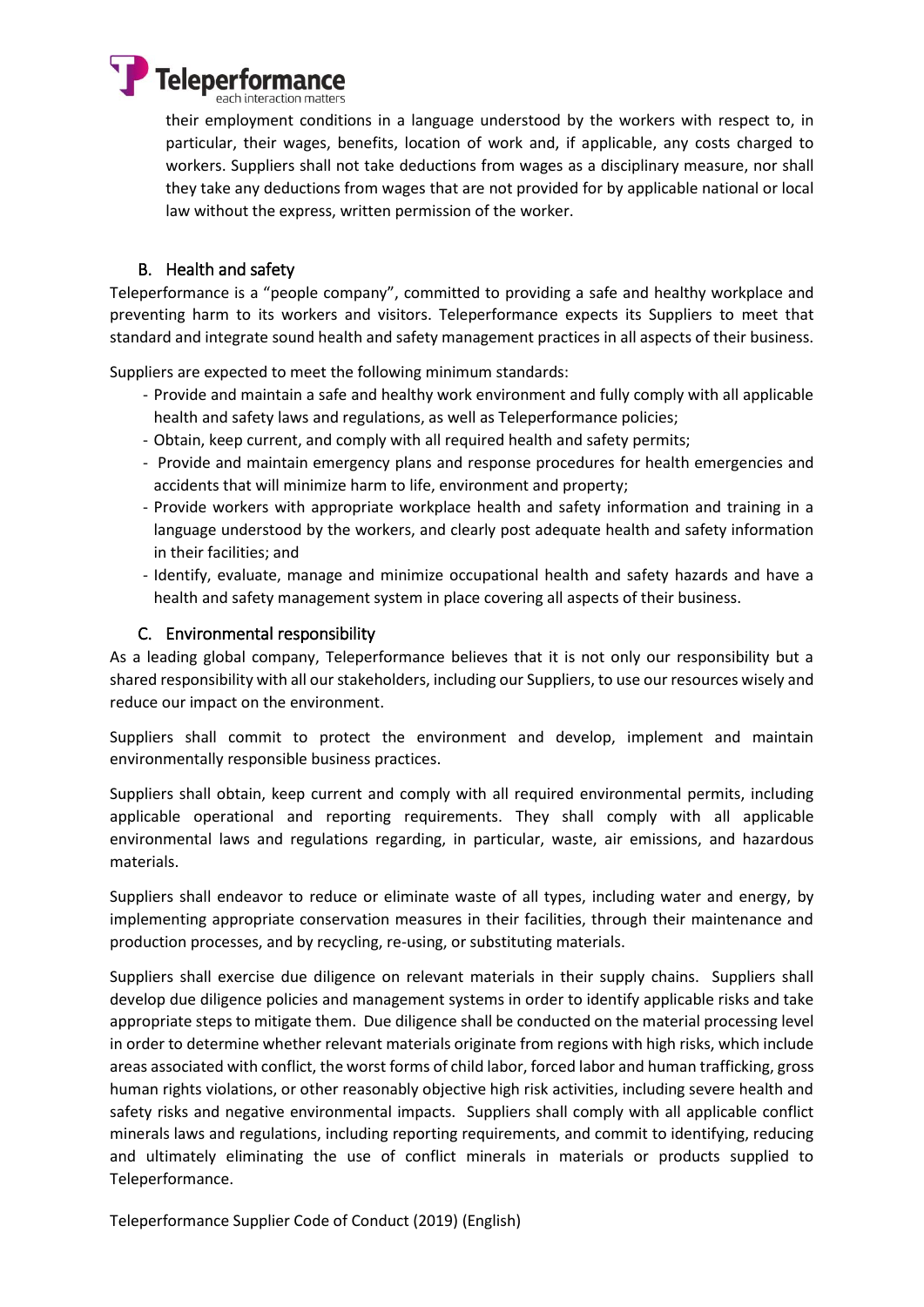their employment conditions in a language understood by the workers with respect to, in particular, their wages, benefits, location of work and, if applicable, any costs charged to workers. Suppliers shall not take deductions from wages as a disciplinary measure, nor shall they take any deductions from wages that are not provided for by applicable national or local law without the express, written permission of the worker.

### B. Health and safety

Teleperformance is a "people company", committed to providing a safe and healthy workplace and preventing harm to its workers and visitors. Teleperformance expects its Suppliers to meet that standard and integrate sound health and safety management practices in all aspects of their business.

Suppliers are expected to meet the following minimum standards:

- Provide and maintain a safe and healthy work environment and fully comply with all applicable health and safety laws and regulations, as well as Teleperformance policies;
- Obtain, keep current, and comply with all required health and safety permits;
- Provide and maintain emergency plans and response procedures for health emergencies and accidents that will minimize harm to life, environment and property;
- Provide workers with appropriate workplace health and safety information and training in a language understood by the workers, and clearly post adequate health and safety information in their facilities; and
- Identify, evaluate, manage and minimize occupational health and safety hazards and have a health and safety management system in place covering all aspects of their business.

### C. Environmental responsibility

As a leading global company, Teleperformance believes that it is not only our responsibility but a shared responsibility with all our stakeholders, including our Suppliers, to use our resources wisely and reduce our impact on the environment.

Suppliers shall commit to protect the environment and develop, implement and maintain environmentally responsible business practices.

Suppliers shall obtain, keep current and comply with all required environmental permits, including applicable operational and reporting requirements. They shall comply with all applicable environmental laws and regulations regarding, in particular, waste, air emissions, and hazardous materials.

Suppliers shall endeavor to reduce or eliminate waste of all types, including water and energy, by implementing appropriate conservation measures in their facilities, through their maintenance and production processes, and by recycling, re-using, or substituting materials.

Suppliers shall exercise due diligence on relevant materials in their supply chains. Suppliers shall develop due diligence policies and management systems in order to identify applicable risks and take appropriate steps to mitigate them. Due diligence shall be conducted on the material processing level in order to determine whether relevant materials originate from regions with high risks, which include areas associated with conflict, the worst forms of child labor, forced labor and human trafficking, gross human rights violations, or other reasonably objective high risk activities, including severe health and safety risks and negative environmental impacts. Suppliers shall comply with all applicable conflict minerals laws and regulations, including reporting requirements, and commit to identifying, reducing and ultimately eliminating the use of conflict minerals in materials or products supplied to Teleperformance.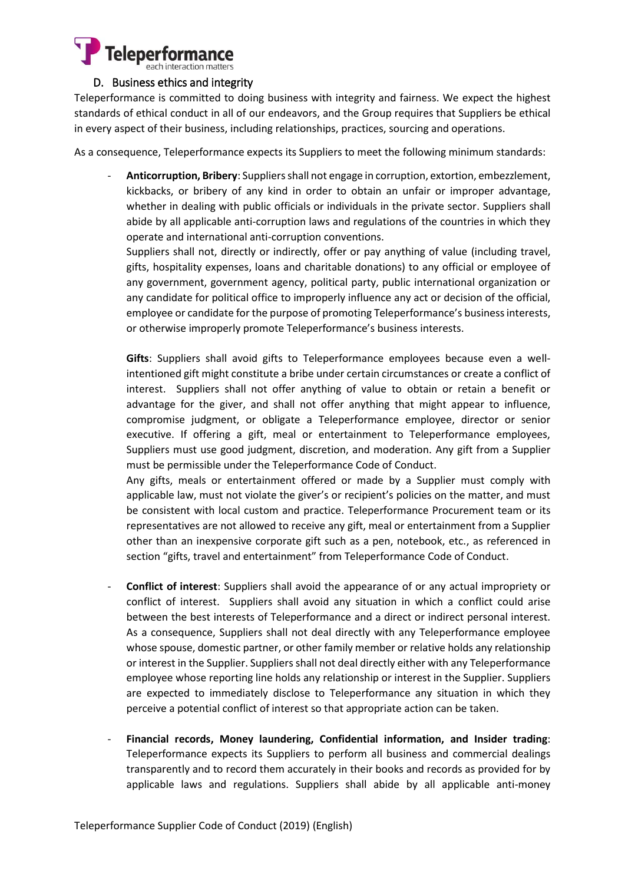### D. Business ethics and integrity

Teleperformance is committed to doing business with integrity and fairness. We expect the highest standards of ethical conduct in all of our endeavors, and the Group requires that Suppliers be ethical in every aspect of their business, including relationships, practices, sourcing and operations.

As a consequence, Teleperformance expects its Suppliers to meet the following minimum standards:

- **Anticorruption, Bribery**: Suppliers shall not engage in corruption, extortion, embezzlement, kickbacks, or bribery of any kind in order to obtain an unfair or improper advantage, whether in dealing with public officials or individuals in the private sector. Suppliers shall abide by all applicable anti-corruption laws and regulations of the countries in which they operate and international anti-corruption conventions.

  Suppliers shall not, directly or indirectly, offer or pay anything of value (including travel, gifts, hospitality expenses, loans and charitable donations) to any official or employee of any government, government agency, political party, public international organization or any candidate for political office to improperly influence any act or decision of the official, employee or candidate for the purpose of promoting Teleperformance's business interests, or otherwise improperly promote Teleperformance's business interests.

  **Gifts**: Suppliers shall avoid gifts to Teleperformance employees because even a well-intentioned gift might constitute a bribe under certain circumstances or create a conflict of interest. Suppliers shall not offer anything of value to obtain or retain a benefit or advantage for the giver, and shall not offer anything that might appear to influence, compromise judgment, or obligate a Teleperformance employee, director or senior executive. If offering a gift, meal or entertainment to Teleperformance employees, Suppliers must use good judgment, discretion, and moderation. Any gift from a Supplier must be permissible under the Teleperformance Code of Conduct.

  Any gifts, meals or entertainment offered or made by a Supplier must comply with applicable law, must not violate the giver's or recipient's policies on the matter, and must be consistent with local custom and practice. Teleperformance Procurement team or its representatives are not allowed to receive any gift, meal or entertainment from a Supplier other than an inexpensive corporate gift such as a pen, notebook, etc., as referenced in section "gifts, travel and entertainment" from Teleperformance Code of Conduct.

- **Conflict of interest**: Suppliers shall avoid the appearance of or any actual impropriety or conflict of interest. Suppliers shall avoid any situation in which a conflict could arise between the best interests of Teleperformance and a direct or indirect personal interest. As a consequence, Suppliers shall not deal directly with any Teleperformance employee whose spouse, domestic partner, or other family member or relative holds any relationship or interest in the Supplier. Suppliers shall not deal directly either with any Teleperformance employee whose reporting line holds any relationship or interest in the Supplier. Suppliers are expected to immediately disclose to Teleperformance any situation in which they perceive a potential conflict of interest so that appropriate action can be taken.

- **Financial records, Money laundering, Confidential information, and Insider trading**: Teleperformance expects its Suppliers to perform all business and commercial dealings transparently and to record them accurately in their books and records as provided for by applicable laws and regulations. Suppliers shall abide by all applicable anti-money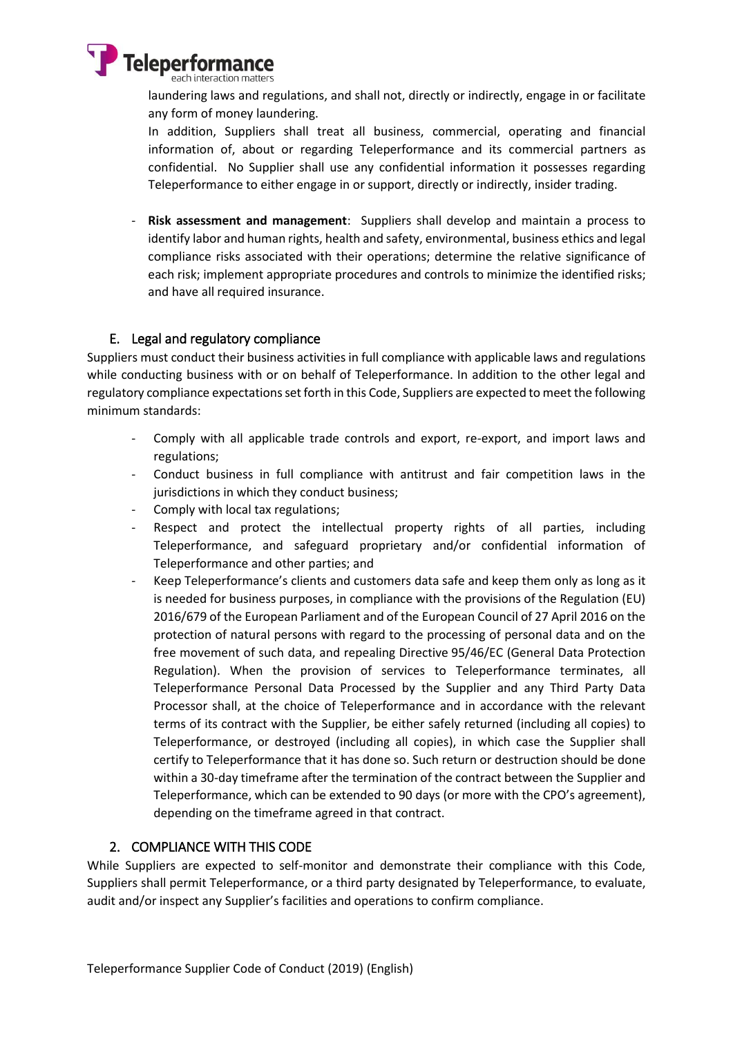laundering laws and regulations, and shall not, directly or indirectly, engage in or facilitate any form of money laundering.

In addition, Suppliers shall treat all business, commercial, operating and financial information of, about or regarding Teleperformance and its commercial partners as confidential. No Supplier shall use any confidential information it possesses regarding Teleperformance to either engage in or support, directly or indirectly, insider trading.

- **Risk assessment and management**: Suppliers shall develop and maintain a process to identify labor and human rights, health and safety, environmental, business ethics and legal compliance risks associated with their operations; determine the relative significance of each risk; implement appropriate procedures and controls to minimize the identified risks; and have all required insurance.

### E. Legal and regulatory compliance

Suppliers must conduct their business activities in full compliance with applicable laws and regulations while conducting business with or on behalf of Teleperformance. In addition to the other legal and regulatory compliance expectations set forth in this Code, Suppliers are expected to meet the following minimum standards:

- Comply with all applicable trade controls and export, re-export, and import laws and regulations;
- Conduct business in full compliance with antitrust and fair competition laws in the jurisdictions in which they conduct business;
- Comply with local tax regulations;
- Respect and protect the intellectual property rights of all parties, including Teleperformance, and safeguard proprietary and/or confidential information of Teleperformance and other parties; and
- Keep Teleperformance's clients and customers data safe and keep them only as long as it is needed for business purposes, in compliance with the provisions of the Regulation (EU) 2016/679 of the European Parliament and of the European Council of 27 April 2016 on the protection of natural persons with regard to the processing of personal data and on the free movement of such data, and repealing Directive 95/46/EC (General Data Protection Regulation). When the provision of services to Teleperformance terminates, all Teleperformance Personal Data Processed by the Supplier and any Third Party Data Processor shall, at the choice of Teleperformance and in accordance with the relevant terms of its contract with the Supplier, be either safely returned (including all copies) to Teleperformance, or destroyed (including all copies), in which case the Supplier shall certify to Teleperformance that it has done so. Such return or destruction should be done within a 30-day timeframe after the termination of the contract between the Supplier and Teleperformance, which can be extended to 90 days (or more with the CPO's agreement), depending on the timeframe agreed in that contract.

## 2. COMPLIANCE WITH THIS CODE

While Suppliers are expected to self-monitor and demonstrate their compliance with this Code, Suppliers shall permit Teleperformance, or a third party designated by Teleperformance, to evaluate, audit and/or inspect any Supplier's facilities and operations to confirm compliance.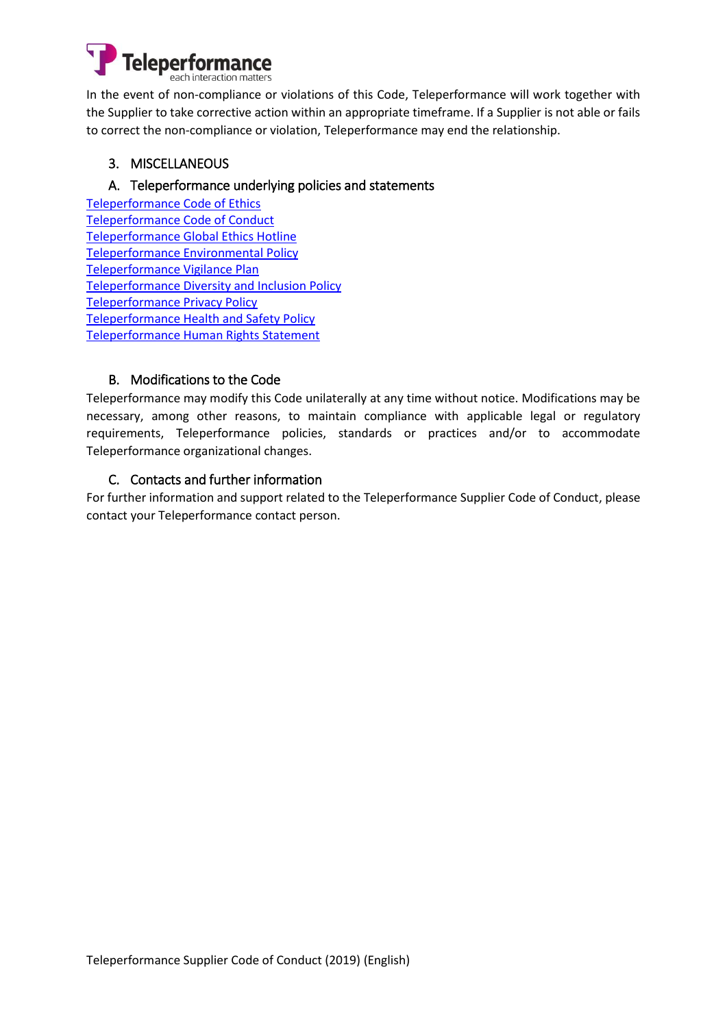In the event of non-compliance or violations of this Code, Teleperformance will work together with the Supplier to take corrective action within an appropriate timeframe. If a Supplier is not able or fails to correct the non-compliance or violation, Teleperformance may end the relationship.

## 3. MISCELLANEOUS

### A. Teleperformance underlying policies and statements

Teleperformance Code of Ethics
Teleperformance Code of Conduct
Teleperformance Global Ethics Hotline
Teleperformance Environmental Policy
Teleperformance Vigilance Plan
Teleperformance Diversity and Inclusion Policy
Teleperformance Privacy Policy
Teleperformance Health and Safety Policy
Teleperformance Human Rights Statement

### B. Modifications to the Code

Teleperformance may modify this Code unilaterally at any time without notice. Modifications may be necessary, among other reasons, to maintain compliance with applicable legal or regulatory requirements, Teleperformance policies, standards or practices and/or to accommodate Teleperformance organizational changes.

### C. Contacts and further information

For further information and support related to the Teleperformance Supplier Code of Conduct, please contact your Teleperformance contact person.